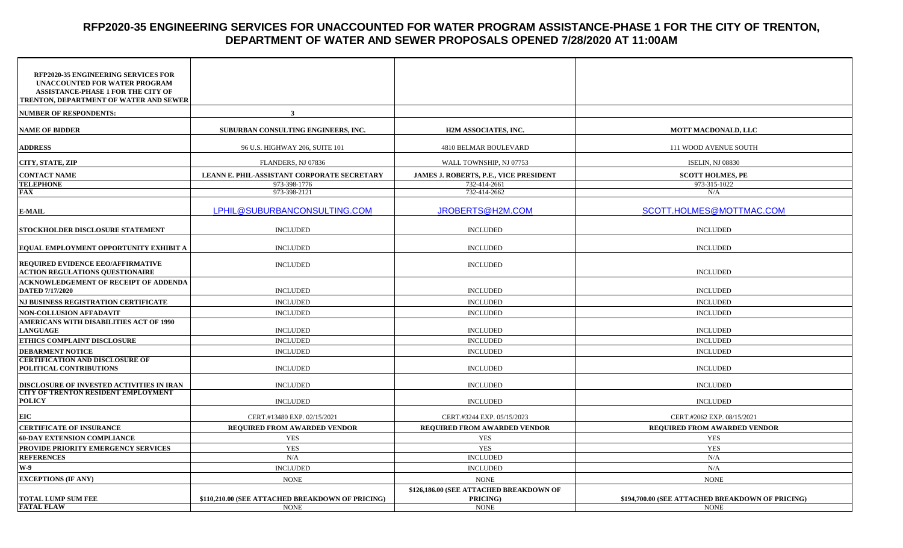# RFP2020-35 ENGINEERING SERVICES FOR UNACCOUNTED FOR WATER PROGRAM ASSISTANCE-PHASE 1 FOR THE CITY OF TRENTON, DEPARTMENT OF WATER AND SEWER PROPOSALS OPENED 7/28/2020 AT 11:00AM

| RFP2020-35 ENGINEERING SERVICES FOR UNACCOUNTED FOR WATER PROGRAM ASSISTANCE-PHASE 1 FOR THE CITY OF TRENTON, DEPARTMENT OF WATER AND SEWER | | | |
|---|---|---|---|
| **NUMBER OF RESPONDENTS:** | **3** | | |
| **NAME OF BIDDER** | **SUBURBAN CONSULTING ENGINEERS, INC.** | **H2M ASSOCIATES, INC.** | **MOTT MACDONALD, LLC** |
| **ADDRESS** | 96 U.S. HIGHWAY 206, SUITE 101 | 4810 BELMAR BOULEVARD | 111 WOOD AVENUE SOUTH |
| **CITY, STATE, ZIP** | FLANDERS, NJ 07836 | WALL TOWNSHIP, NJ 07753 | ISELIN, NJ 08830 |
| **CONTACT NAME** | **LEANN E. PHIL-ASSISTANT CORPORATE SECRETARY** | **JAMES J. ROBERTS, P.E., VICE PRESIDENT** | **SCOTT HOLMES, PE** |
| **TELEPHONE** | 973-398-1776 | 732-414-2661 | 973-315-1022 |
| **FAX** | 973-398-2121 | 732-414-2662 | N/A |
| **E-MAIL** | LPHIL@SUBURBANCONSULTING.COM | JROBERTS@H2M.COM | SCOTT.HOLMES@MOTTMAC.COM |
| **STOCKHOLDER DISCLOSURE STATEMENT** | INCLUDED | INCLUDED | INCLUDED |
| **EQUAL EMPLOYMENT OPPORTUNITY EXHIBIT A** | INCLUDED | INCLUDED | INCLUDED |
| **REQUIRED EVIDENCE EEO/AFFIRMATIVE ACTION REGULATIONS QUESTIONAIRE** | INCLUDED | INCLUDED | INCLUDED |
| **ACKNOWLEDGEMENT OF RECEIPT OF ADDENDA DATED 7/17/2020** | INCLUDED | INCLUDED | INCLUDED |
| **NJ BUSINESS REGISTRATION CERTIFICATE** | INCLUDED | INCLUDED | INCLUDED |
| **NON-COLLUSION AFFADAVIT** | INCLUDED | INCLUDED | INCLUDED |
| **AMERICANS WITH DISABILITIES ACT OF 1990 LANGUAGE** | INCLUDED | INCLUDED | INCLUDED |
| **ETHICS COMPLAINT DISCLOSURE** | INCLUDED | INCLUDED | INCLUDED |
| **DEBARMENT NOTICE** | INCLUDED | INCLUDED | INCLUDED |
| **CERTIFICATION AND DISCLOSURE OF POLITICAL CONTRIBUTIONS** | INCLUDED | INCLUDED | INCLUDED |
| **DISCLOSURE OF INVESTED ACTIVITIES IN IRAN** | INCLUDED | INCLUDED | INCLUDED |
| **CITY OF TRENTON RESIDENT EMPLOYMENT POLICY** | INCLUDED | INCLUDED | INCLUDED |
| **EIC** | CERT.#13480 EXP. 02/15/2021 | CERT.#3244 EXP. 05/15/2023 | CERT.#2062 EXP. 08/15/2021 |
| **CERTIFICATE OF INSURANCE** | **REQUIRED FROM AWARDED VENDOR** | **REQUIRED FROM AWARDED VENDOR** | **REQUIRED FROM AWARDED VENDOR** |
| **60-DAY EXTENSION COMPLIANCE** | YES | YES | YES |
| **PROVIDE PRIORITY EMERGENCY SERVICES** | YES | YES | YES |
| **REFERENCES** | N/A | INCLUDED | N/A |
| **W-9** | INCLUDED | INCLUDED | N/A |
| **EXCEPTIONS (IF ANY)** | NONE | NONE | NONE |
| **TOTAL LUMP SUM FEE** | **$110,210.00 (SEE ATTACHED BREAKDOWN OF PRICING)** | **$126,186.00 (SEE ATTACHED BREAKDOWN OF PRICING)** | **$194,700.00 (SEE ATTACHED BREAKDOWN OF PRICING)** |
| **FATAL FLAW** | NONE | NONE | NONE |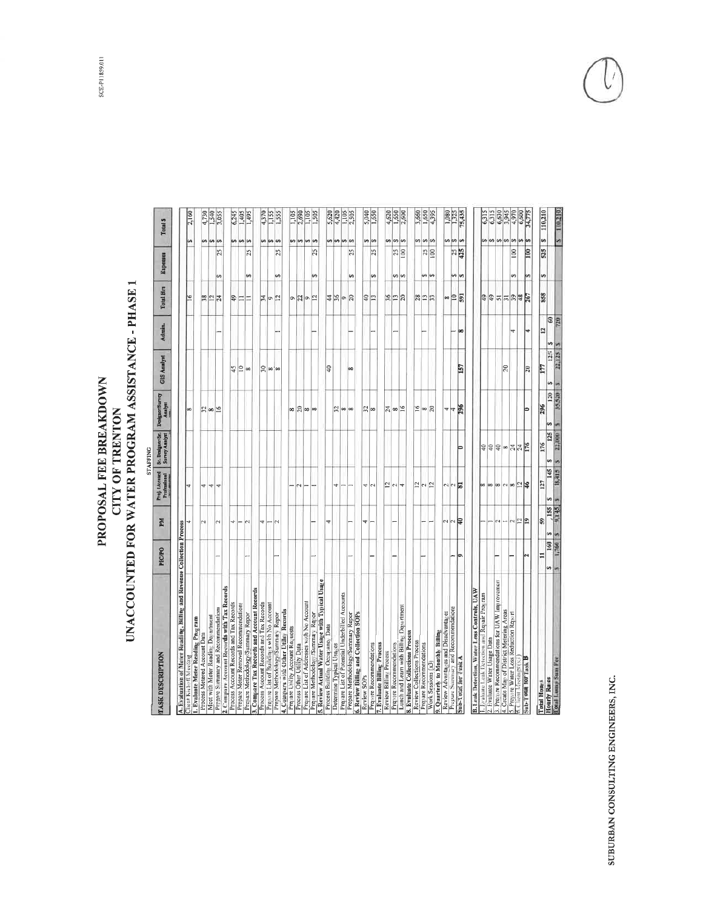# PROPOSAL FEE BREAKDOWN
# CITY OF TRENTON
# UNACCOUNTED FOR WATER PROGRAM ASSISTANCE - PHASE 1

| TASK DESCRIPTION | STAFFING | | | | | | | Total Hrs | Expenses | Total $ |
|---|---|---|---|---|---|---|---|---|---|---|
| | PIC/PO | PM | Proj. Licensed Professional | Sr. Designer/Sr. Survey Analyst | Designer/Survey Analyst | GIS Analyst | Admin. | | | |
| **A. Evaluation of Meter Reading, Billing and Revenue Collection Process** | | | | | | | | | | |
| Client Kickoff Meeting | | 4 | 4 | | 8 | | | 16 | | $ 2,160 |
| **1. Evaluate Meter Reading Program** | | | | | | | | | | |
| Process Metered Account Data | | 2 | 4 | | 32 | | | 38 | | $ 4,730 |
| Meet with Meter Reading Department | | | 4 | | 8 | | | 12 | | $ 1,540 |
| Prepare Summary and Recommendations | 1 | 2 | 4 | | 16 | | 1 | 24 | $ 25 | $ 3,055 |
| **2. Compare Account Records with Tax Records** | | | | | | | | | | |
| Process Account Records and Tax Records | | 4 | | | | 45 | | 49 | | $ 6,245 |
| Prepare Meter Removal Recommendations | | 1 | | | | 10 | | 11 | | $ 1,405 |
| Prepare Methodology/Summary Report | 1 | 2 | | | | 8 | | 11 | $ 25 | $ 1,495 |
| **3. Compare Tax Records and Account Records** | | | | | | | | | | |
| Process Account Records and Tax Records | | 4 | | | | 30 | | 34 | | $ 4,370 |
| Prepare List of Buildings with No Account | | 1 | | | | 8 | | 9 | | $ 1,155 |
| Prepare Methodology/Summary Report | 1 | 2 | | | | 8 | 1 | 12 | $ 25 | $ 1,555 |
| **4. Compare with Other Utility Records** | | | | | | | | | | |
| Prepare Utility Account Requests | | | 1 | | 8 | | | 9 | | $ 1,105 |
| Process Other Utility Data | | | 2 | | 20 | | | 22 | | $ 2,690 |
| Prepare List of Addresses with No Account | | | 1 | | 8 | | | 9 | | $ 1,105 |
| Prepare Methodology/Summary Report | 1 | 1 | 1 | | 8 | | 1 | 12 | $ 25 | $ 1,505 |
| **5. Review Actual Water Usage with Typical Usage** | | | | | | | | | | |
| Process Building Occupancy Data | | 4 | | | | 40 | | 44 | | $ 5,620 |
| Determine Typical Usages | | | 4 | | 32 | | | 36 | | $ 4,420 |
| Prepare List of Potential Underbilled Accounts | | | 1 | | 8 | | | 9 | | $ 1,105 |
| Prepare Methodology/Summary Report | 1 | 1 | 1 | | 8 | 8 | 1 | 20 | $ 25 | $ 2,505 |
| **6. Review Billing and Collection SOPs** | | | | | | | | | | |
| Review SOPs | | 4 | 4 | | 32 | | | 40 | | $ 5,040 |
| Prepare Recommendations | 1 | 1 | 2 | | 8 | | 1 | 13 | $ 25 | $ 1,650 |
| **7. Evaluate Billing Process** | | | | | | | | | | |
| Review Billing Process | | | 12 | | 24 | | | 36 | | $ 4,620 |
| Prepare Recommendations | 1 | 1 | 2 | | 8 | | 1 | 13 | $ 25 | $ 1,650 |
| Lunch and Learn with Billing Department | | | 4 | | 16 | | | 20 | $ 100 | $ 2,600 |
| **8. Evaluate Collections Process** | | | | | | | | | | |
| Review Collections Process | | | 12 | | 16 | | | 28 | | $ 3,660 |
| Prepare Recommendations | 1 | 1 | 2 | | 8 | | 1 | 13 | $ 25 | $ 1,650 |
| Work Sessions (x3) | | 1 | 12 | | 20 | | | 33 | $ 100 | $ 4,395 |
| **9. Quarterly to Monthly Billing** | | | | | | | | | | |
| Review Advantages and Disadvantages | | 2 | 2 | | 4 | | | 8 | | $ 1,080 |
| Prepare Summary and Recommendations | 1 | 2 | 2 | | 4 | | 1 | 10 | $ 25 | $ 1,325 |
| **Sub-Total for Task A** | **9** | **40** | **81** | **0** | **296** | **157** | **8** | **591** | **$ 425** | **$ 75,435** |
| | | | | | | | | | | |
| **B. Leak Detection, Water Loss Controls, UAW** | | | | | | | | | | |
| 1. Evaluate Leak Detection and Repair Program | | 1 | 8 | 40 | | | | 49 | | $ 6,315 |
| 2. Evaluate Water Usage Data | | 1 | 8 | 40 | | | | 49 | | $ 6,315 |
| 3. Prepare Recommendations for UAW Improvement | 1 | 2 | 8 | 40 | | | | 51 | | $ 6,630 |
| 4. Create Map of District Metering Areas | | 1 | 2 | 8 | | 20 | | 31 | | $ 3,945 |
| 5. Prepare Water Loss Reduction Report | 1 | 2 | 8 | 24 | | | 4 | 39 | $ 100 | $ 4,970 |
| 6. Client Meetings (x2) | | 12 | 12 | 24 | | | | 48 | | $ 6,600 |
| **Sub-Total for Task B** | **2** | **19** | **46** | **176** | **0** | **20** | **4** | **267** | **$ 100** | **$ 34,775** |
| | | | | | | | | | | |
| **Total Hours** | **11** | **59** | **127** | **176** | **296** | **177** | **12** | **858** | **$ 525** | **$ 110,210** |
| **Hourly Rates** | $ 160 | $ 155 | $ 145 | $ 125 | $ 120 | $ 125 | $ 60 | | | |
| **Total Lump Sum Fee** | $ 1,760 | $ 9,145 | $ 18,415 | $ 22,000 | $ 35,520 | $ 22,125 | $ 720 | | | $ 110,210 |

SCE-P11859.011

SUBURBAN CONSULTING ENGINEERS, INC.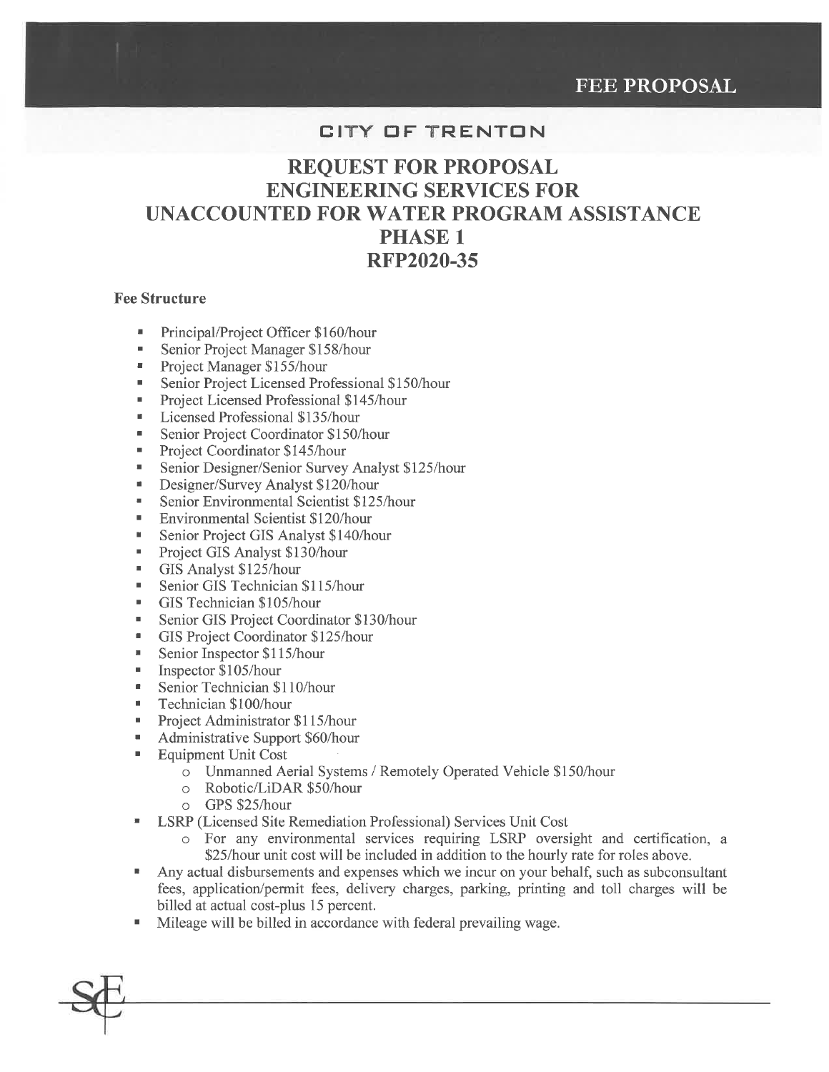# FEE PROPOSAL

## CITY OF TRENTON

## REQUEST FOR PROPOSAL
## ENGINEERING SERVICES FOR
## UNACCOUNTED FOR WATER PROGRAM ASSISTANCE
## PHASE 1
## RFP2020-35

**Fee Structure**

- Principal/Project Officer $160/hour
- Senior Project Manager $158/hour
- Project Manager $155/hour
- Senior Project Licensed Professional $150/hour
- Project Licensed Professional $145/hour
- Licensed Professional $135/hour
- Senior Project Coordinator $150/hour
- Project Coordinator $145/hour
- Senior Designer/Senior Survey Analyst $125/hour
- Designer/Survey Analyst $120/hour
- Senior Environmental Scientist $125/hour
- Environmental Scientist $120/hour
- Senior Project GIS Analyst $140/hour
- Project GIS Analyst $130/hour
- GIS Analyst $125/hour
- Senior GIS Technician $115/hour
- GIS Technician $105/hour
- Senior GIS Project Coordinator $130/hour
- GIS Project Coordinator $125/hour
- Senior Inspector $115/hour
- Inspector $105/hour
- Senior Technician $110/hour
- Technician $100/hour
- Project Administrator $115/hour
- Administrative Support $60/hour
- Equipment Unit Cost
  - Unmanned Aerial Systems / Remotely Operated Vehicle $150/hour
  - Robotic/LiDAR $50/hour
  - GPS $25/hour
- LSRP (Licensed Site Remediation Professional) Services Unit Cost
  - For any environmental services requiring LSRP oversight and certification, a $25/hour unit cost will be included in addition to the hourly rate for roles above.
- Any actual disbursements and expenses which we incur on your behalf, such as subconsultant fees, application/permit fees, delivery charges, parking, printing and toll charges will be billed at actual cost-plus 15 percent.
- Mileage will be billed in accordance with federal prevailing wage.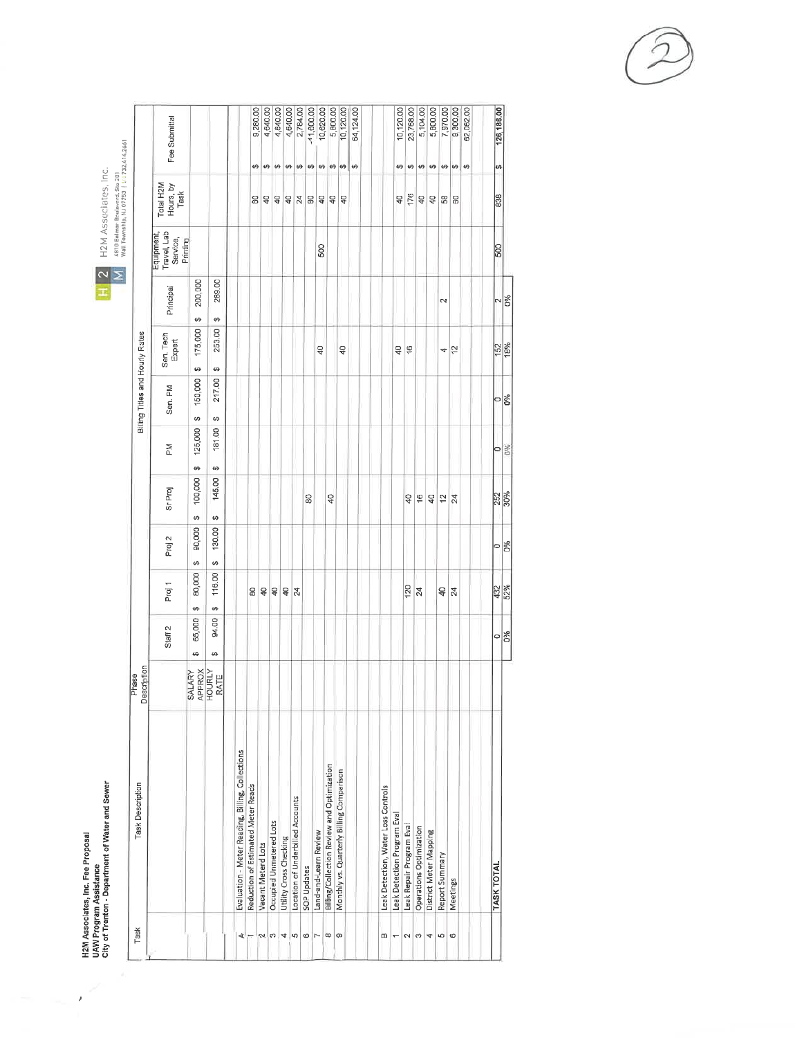**H2M Associates, Inc. Fee Proposal**
**UAW Program Assistance**
**City of Trenton - Department of Water and Sewer**

H2M Associates, Inc.
4810 Belmar Boulevard, Ste 201
Wall Township, NJ 07753 | t: 732.414.2661

| Task | Task Description | Phase Description | Billing Titles and Hourly Rates | | | | | | | | | | |
|---|---|---|---|---|---|---|---|---|---|---|---|---|---|
| | | | Staff 2 | Proj 1 | Proj 2 | Sr Proj | PM | Sen. PM | Sen. Tech Expert | Principal | Equipment, Travel, Lab Service, Printing | Total H2M Hours, by Task | Fee Submittal |
| | | SALARY APPROX | $ 65,000 | $ 80,000 | $ 90,000 | $ 100,000 | $ 125,000 | $ 150,000 | $ 175,000 | $ 200,000 | | | |
| | | HOURLY RATE | $ 94.00 | $ 116.00 | $ 130.00 | $ 145.00 | $ 181.00 | $ 217.00 | $ 253.00 | $ 289.00 | | | |
| A | Evaluation - Meter Reading, Billing, Collections | | | | | | | | | | | | |
| 1 | Reduction of Estimated Meter Reads | | | 80 | | | | | | | | 80 | $ 9,280.00 |
| 2 | Vacant Meterd Lots | | | 40 | | | | | | | | 40 | $ 4,640.00 |
| 3 | Occupied Unmetered Lots | | | 40 | | | | | | | | 40 | $ 4,640.00 |
| 4 | Utility Cross Checking | | | 40 | | | | | | | | 40 | $ 4,640.00 |
| 5 | Location of Underbilled Accounts | | | 24 | | | | | | | | 24 | $ 2,784.00 |
| 6 | SOP Updates | | | | | 80 | | | | | | 80 | $ 11,600.00 |
| 7 | Land-and-Learn Review | | | | | | | | 40 | | 500 | 40 | $ 10,620.00 |
| 8 | Billing/Collection Review and Optimization | | | | | 40 | | | | | | 40 | $ 5,800.00 |
| 9 | Monthly vs. Quarterly Billing Comparison | | | | | | | | 40 | | | 40 | $ 10,120.00 |
| | | | | | | | | | | | | | $ 64,124.00 |
| B | Leak Detection, Water Loss Controls | | | | | | | | | | | | |
| 1 | Leak Detection Program Eval | | | | | | | | 40 | | | 40 | $ 10,120.00 |
| 2 | Leak Repair Program Eval | | | 120 | | 40 | | | 16 | | | 176 | $ 23,768.00 |
| 3 | Operations Optimization | | | 24 | | 16 | | | | | | 40 | $ 5,104.00 |
| 4 | District Meter Mapping | | | | | 40 | | | | | | 40 | $ 5,800.00 |
| 5 | Report Summary | | | 40 | | 12 | | | 4 | 2 | | 58 | $ 7,970.00 |
| 6 | Meetings | | | 24 | | 24 | | | 12 | | | 60 | $ 9,300.00 |
| | | | | | | | | | | | | | $ 62,062.00 |
| | **TASK TOTAL** | | 0 | 432 | 0 | 252 | 0 | 0 | 152 | 2 | 500 | 838 | $ 126,186.00 |
| | | | 0% | 52% | 0% | 30% | 0% | 0% | 18% | 0% | | | |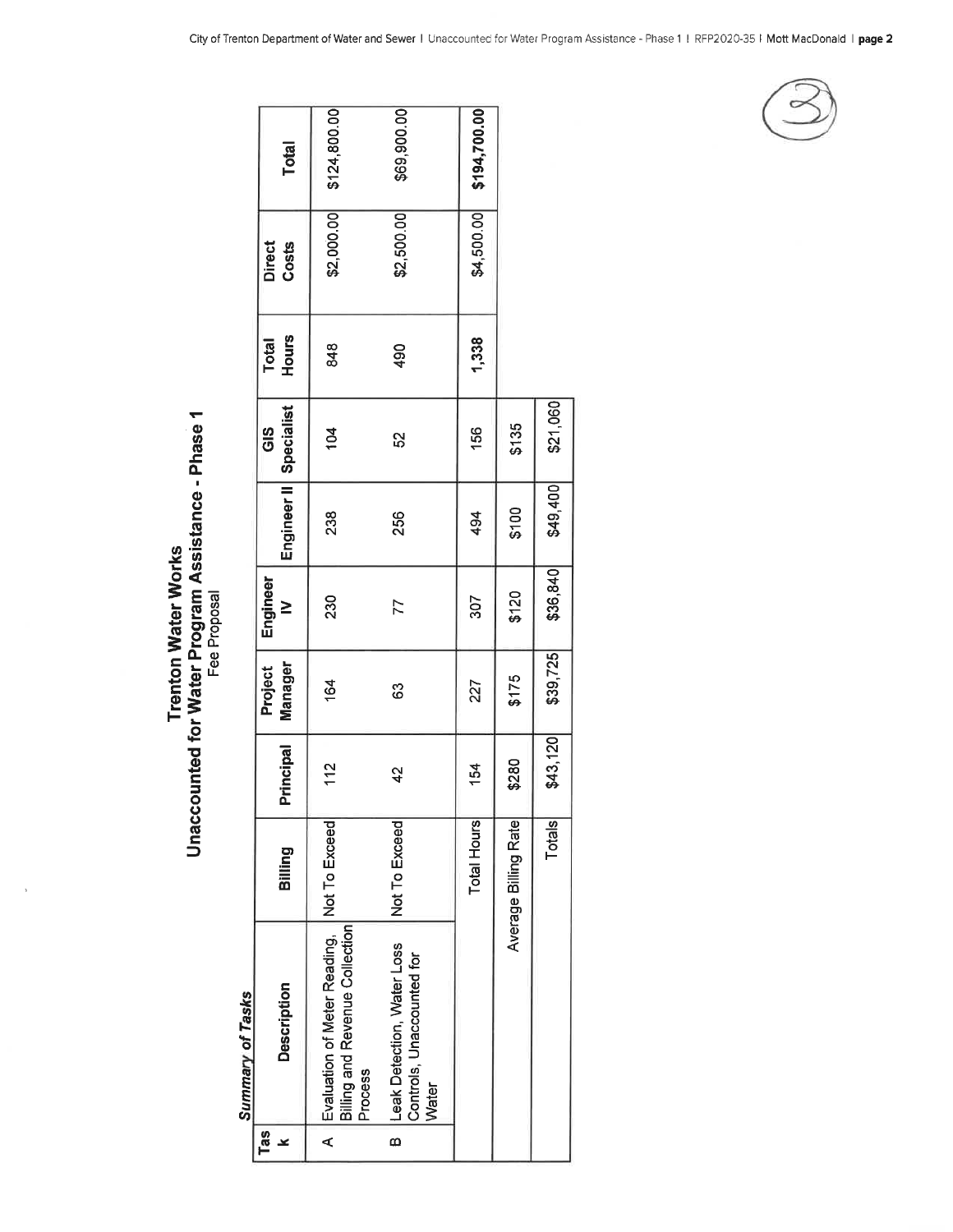# Trenton Water Works

## Unaccounted for Water Program Assistance - Phase 1

Fee Proposal

***Summary of Tasks***

| Task | Description | Billing | Principal | Project Manager | Engineer IV | Engineer II | GIS Specialist | Total Hours | Direct Costs | Total |
|---|---|---|---|---|---|---|---|---|---|---|
| A | Evaluation of Meter Reading, Billing and Revenue Collection Process | Not To Exceed | 112 | 164 | 230 | 238 | 104 | 848 | $2,000.00 | $124,800.00 |
| B | Leak Detection, Water Loss Controls, Unaccounted for Water | Not To Exceed | 42 | 63 | 77 | 256 | 52 | 490 | $2,500.00 | $69,900.00 |
| | | Total Hours | 154 | 227 | 307 | 494 | 156 | 1,338 | $4,500.00 | $194,700.00 |
| | | Average Billing Rate | $280 | $175 | $120 | $100 | $135 | | | |
| | | Totals | $43,120 | $39,725 | $36,840 | $49,400 | $21,060 | | | |

3